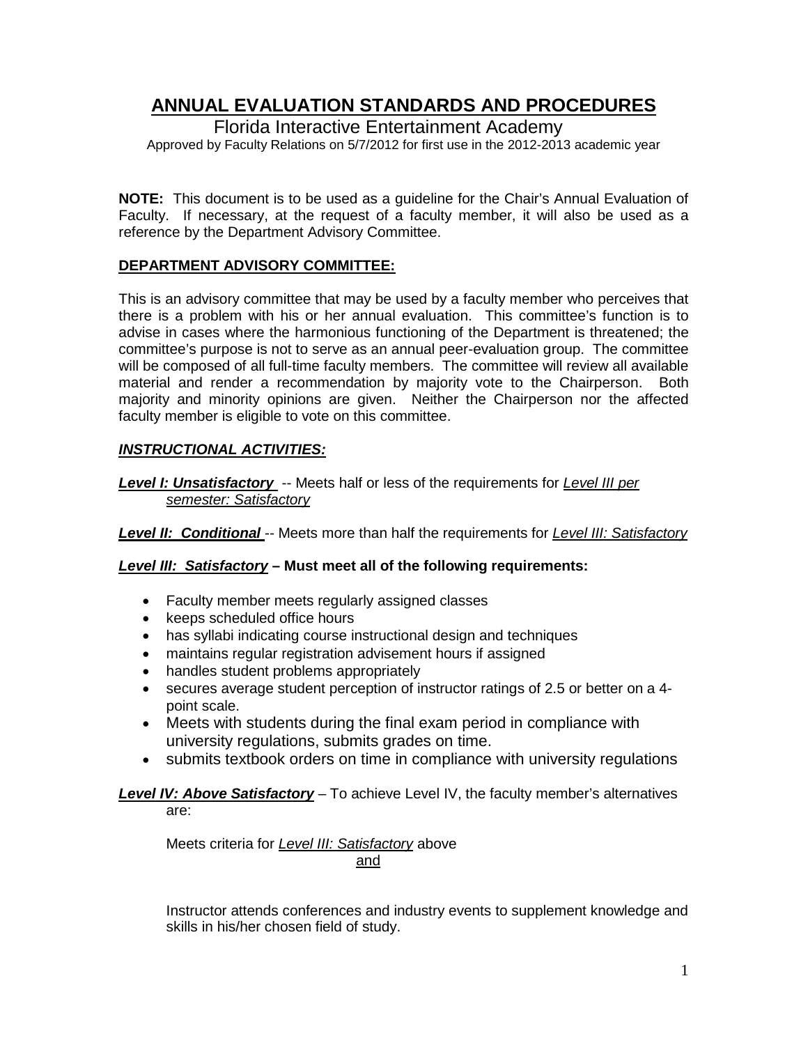# ANNUAL EVALUATION STANDARDS AND PROCEDURES

Florida Interactive Entertainment Academy

Approved by Faculty Relations on 5/7/2012 for first use in the 2012-2013 academic year

**NOTE:** This document is to be used as a guideline for the Chair's Annual Evaluation of Faculty. If necessary, at the request of a faculty member, it will also be used as a reference by the Department Advisory Committee.

## DEPARTMENT ADVISORY COMMITTEE:

This is an advisory committee that may be used by a faculty member who perceives that there is a problem with his or her annual evaluation. This committee's function is to advise in cases where the harmonious functioning of the Department is threatened; the committee's purpose is not to serve as an annual peer-evaluation group. The committee will be composed of all full-time faculty members. The committee will review all available material and render a recommendation by majority vote to the Chairperson. Both majority and minority opinions are given. Neither the Chairperson nor the affected faculty member is eligible to vote on this committee.

## *INSTRUCTIONAL ACTIVITIES:*

***Level I: Unsatisfactory*** -- Meets half or less of the requirements for *Level III per semester: Satisfactory*

***Level II: Conditional*** -- Meets more than half the requirements for *Level III: Satisfactory*

***Level III: Satisfactory* – Must meet all of the following requirements:**

- Faculty member meets regularly assigned classes
- keeps scheduled office hours
- has syllabi indicating course instructional design and techniques
- maintains regular registration advisement hours if assigned
- handles student problems appropriately
- secures average student perception of instructor ratings of 2.5 or better on a 4-point scale.
- Meets with students during the final exam period in compliance with university regulations, submits grades on time.
- submits textbook orders on time in compliance with university regulations

***Level IV: Above Satisfactory*** – To achieve Level IV, the faculty member's alternatives are:

Meets criteria for *Level III: Satisfactory* above

and

Instructor attends conferences and industry events to supplement knowledge and skills in his/her chosen field of study.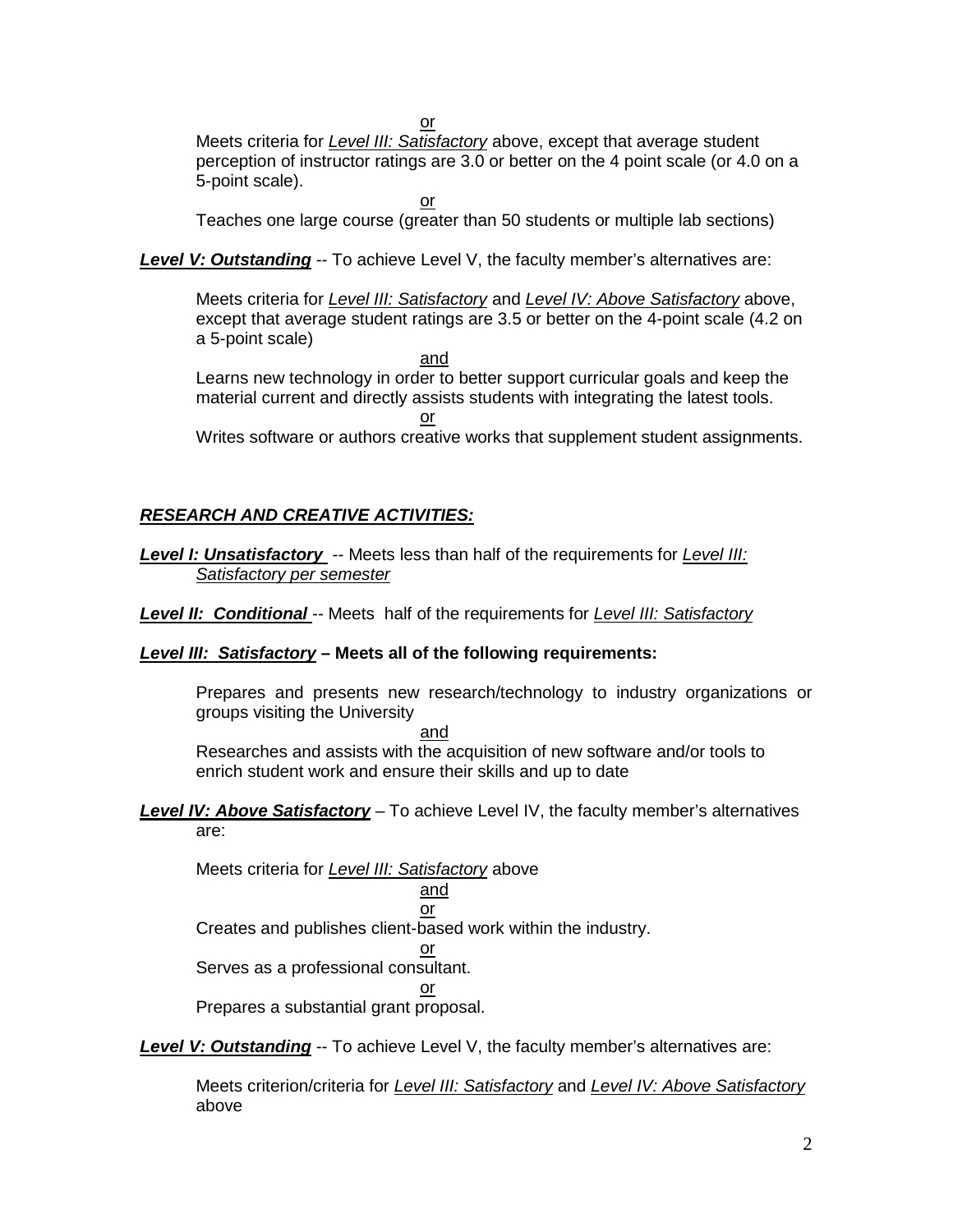<u>or</u>

Meets criteria for *<u>Level III: Satisfactory</u>* above, except that average student perception of instructor ratings are 3.0 or better on the 4 point scale (or 4.0 on a 5-point scale).

<u>or</u>

Teaches one large course (greater than 50 students or multiple lab sections)

***<u>Level V: Outstanding</u>*** -- To achieve Level V, the faculty member's alternatives are:

Meets criteria for *<u>Level III: Satisfactory</u>* and *<u>Level IV: Above Satisfactory</u>* above, except that average student ratings are 3.5 or better on the 4-point scale (4.2 on a 5-point scale)

<u>and</u>

Learns new technology in order to better support curricular goals and keep the material current and directly assists students with integrating the latest tools.

<u>or</u>

Writes software or authors creative works that supplement student assignments.

## ***<u>RESEARCH AND CREATIVE ACTIVITIES:</u>***

***<u>Level I: Unsatisfactory</u>*** -- Meets less than half of the requirements for *<u>Level III: Satisfactory per semester</u>*

***<u>Level II: Conditional</u>*** -- Meets half of the requirements for *<u>Level III: Satisfactory</u>*

***<u>Level III: Satisfactory</u>*** **– Meets all of the following requirements:**

Prepares and presents new research/technology to industry organizations or groups visiting the University

<u>and</u>

Researches and assists with the acquisition of new software and/or tools to enrich student work and ensure their skills and up to date

***<u>Level IV: Above Satisfactory</u>*** – To achieve Level IV, the faculty member's alternatives are:

Meets criteria for *<u>Level III: Satisfactory</u>* above

<u>and</u>

<u>or</u>

Creates and publishes client-based work within the industry.

<u>or</u>

Serves as a professional consultant.

<u>or</u>

Prepares a substantial grant proposal.

***<u>Level V: Outstanding</u>*** -- To achieve Level V, the faculty member's alternatives are:

Meets criterion/criteria for *<u>Level III: Satisfactory</u>* and *<u>Level IV: Above Satisfactory</u>* above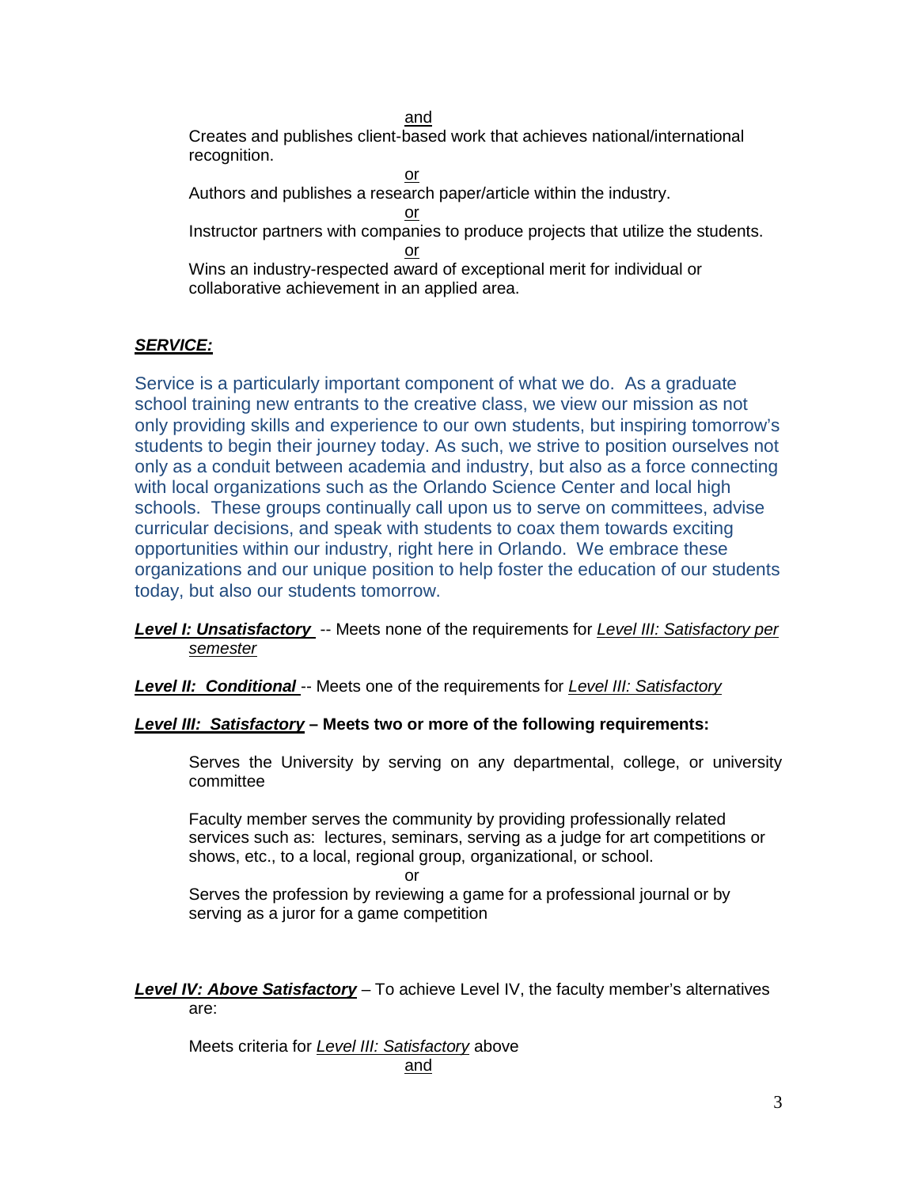<u>and</u>

Creates and publishes client-based work that achieves national/international recognition.

<u>or</u>

Authors and publishes a research paper/article within the industry.

<u>or</u>

Instructor partners with companies to produce projects that utilize the students.

<u>or</u>

Wins an industry-respected award of exceptional merit for individual or collaborative achievement in an applied area.

***<u>SERVICE:</u>***

Service is a particularly important component of what we do. As a graduate school training new entrants to the creative class, we view our mission as not only providing skills and experience to our own students, but inspiring tomorrow's students to begin their journey today. As such, we strive to position ourselves not only as a conduit between academia and industry, but also as a force connecting with local organizations such as the Orlando Science Center and local high schools. These groups continually call upon us to serve on committees, advise curricular decisions, and speak with students to coax them towards exciting opportunities within our industry, right here in Orlando. We embrace these organizations and our unique position to help foster the education of our students today, but also our students tomorrow.

***<u>Level I: Unsatisfactory</u>*** -- Meets none of the requirements for *<u>Level III: Satisfactory per semester</u>*

***<u>Level II: Conditional</u>*** -- Meets one of the requirements for *<u>Level III: Satisfactory</u>*

***<u>Level III: Satisfactory</u>*** **– Meets two or more of the following requirements:**

Serves the University by serving on any departmental, college, or university committee

Faculty member serves the community by providing professionally related services such as: lectures, seminars, serving as a judge for art competitions or shows, etc., to a local, regional group, organizational, or school.

or

Serves the profession by reviewing a game for a professional journal or by serving as a juror for a game competition

***<u>Level IV: Above Satisfactory</u>*** – To achieve Level IV, the faculty member's alternatives are:

Meets criteria for *<u>Level III: Satisfactory</u>* above

<u>and</u>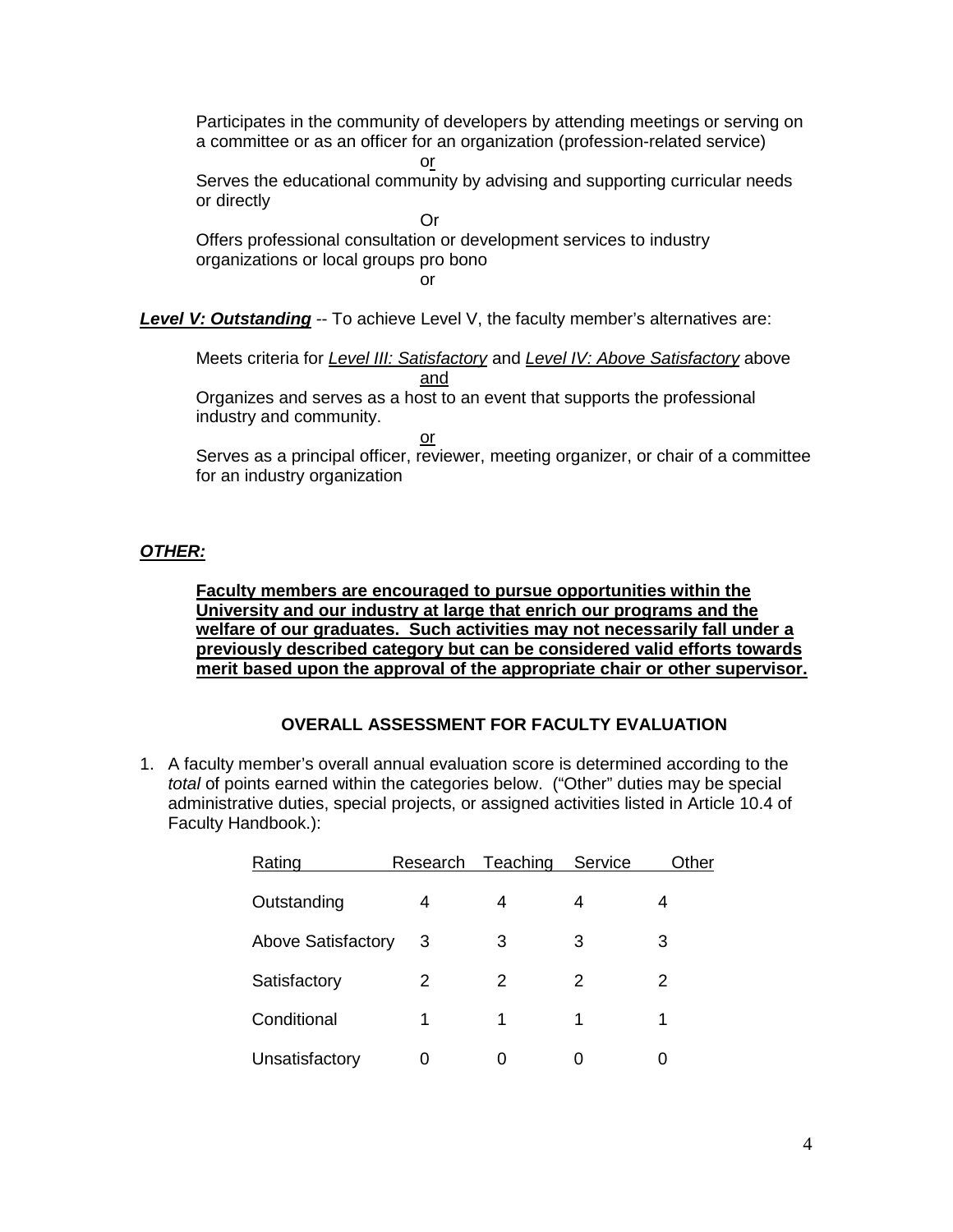Participates in the community of developers by attending meetings or serving on a committee or as an officer for an organization (profession-related service)

or

Serves the educational community by advising and supporting curricular needs or directly

Or

Offers professional consultation or development services to industry organizations or local groups pro bono

or

***Level V: Outstanding*** -- To achieve Level V, the faculty member's alternatives are:

Meets criteria for *Level III: Satisfactory* and *Level IV: Above Satisfactory* above

and

Organizes and serves as a host to an event that supports the professional industry and community.

or

Serves as a principal officer, reviewer, meeting organizer, or chair of a committee for an industry organization

***OTHER:***

**Faculty members are encouraged to pursue opportunities within the University and our industry at large that enrich our programs and the welfare of our graduates. Such activities may not necessarily fall under a previously described category but can be considered valid efforts towards merit based upon the approval of the appropriate chair or other supervisor.**

## OVERALL ASSESSMENT FOR FACULTY EVALUATION

1. A faculty member's overall annual evaluation score is determined according to the *total* of points earned within the categories below. ("Other" duties may be special administrative duties, special projects, or assigned activities listed in Article 10.4 of Faculty Handbook.):

| Rating | Research | Teaching | Service | Other |
|---|---|---|---|---|
| Outstanding | 4 | 4 | 4 | 4 |
| Above Satisfactory | 3 | 3 | 3 | 3 |
| Satisfactory | 2 | 2 | 2 | 2 |
| Conditional | 1 | 1 | 1 | 1 |
| Unsatisfactory | 0 | 0 | 0 | 0 |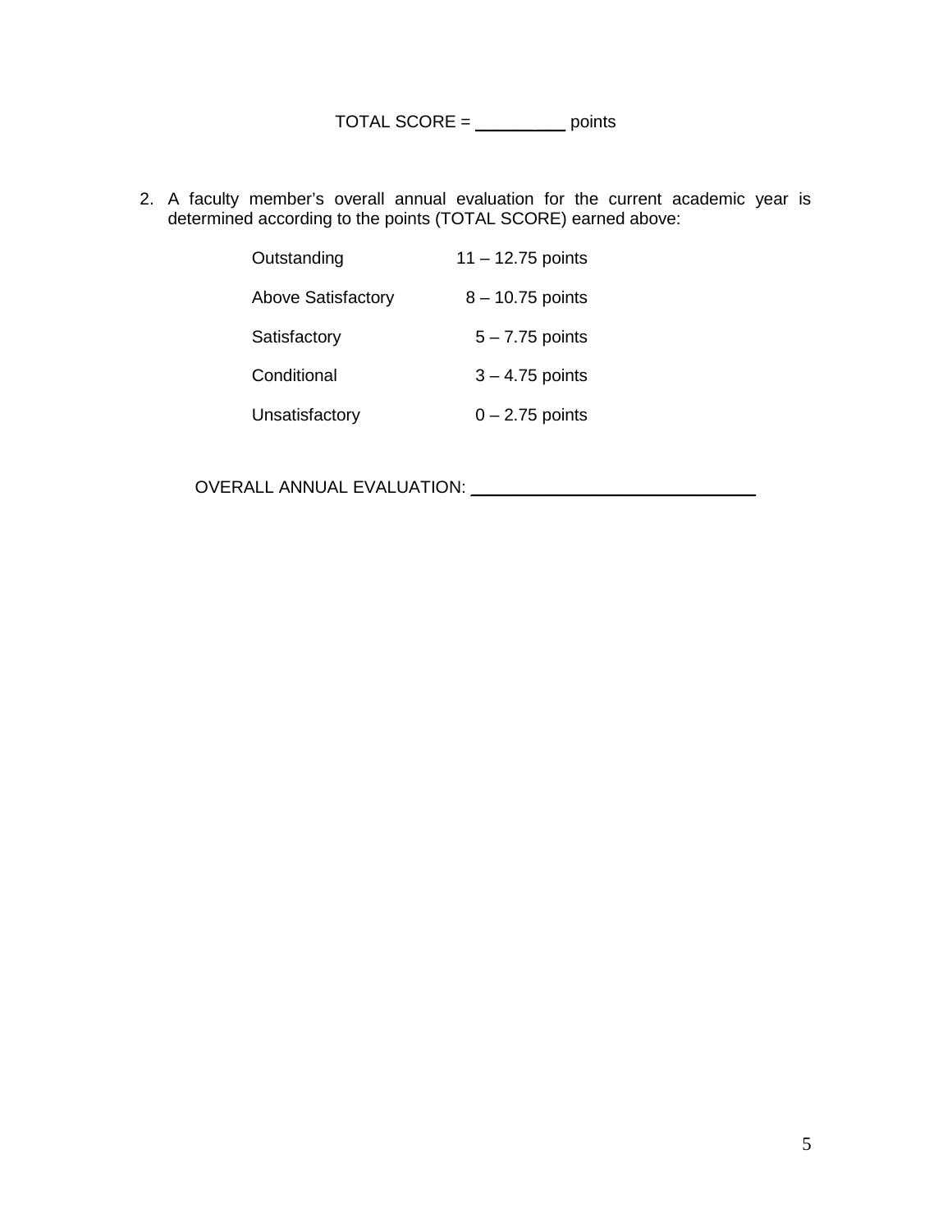TOTAL SCORE = __________ points

2. A faculty member's overall annual evaluation for the current academic year is determined according to the points (TOTAL SCORE) earned above:

| | |
|---|---|
| Outstanding | 11 – 12.75 points |
| Above Satisfactory | 8 – 10.75 points |
| Satisfactory | 5 – 7.75 points |
| Conditional | 3 – 4.75 points |
| Unsatisfactory | 0 – 2.75 points |

OVERALL ANNUAL EVALUATION: ______________________________